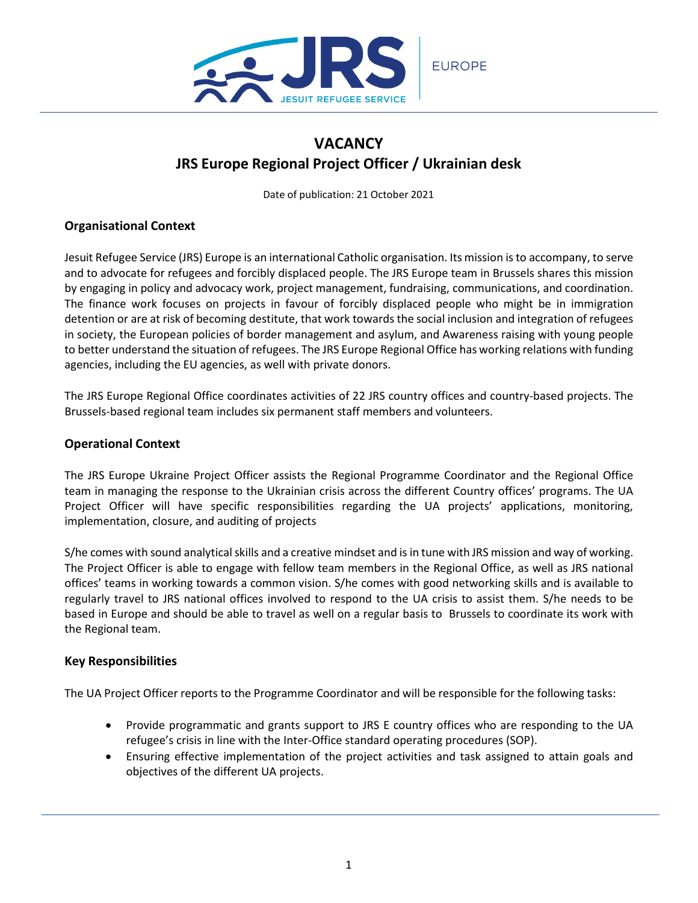# VACANCY
# JRS Europe Regional Project Officer / Ukrainian desk

Date of publication: 21 October 2021

## Organisational Context

Jesuit Refugee Service (JRS) Europe is an international Catholic organisation. Its mission is to accompany, to serve and to advocate for refugees and forcibly displaced people. The JRS Europe team in Brussels shares this mission by engaging in policy and advocacy work, project management, fundraising, communications, and coordination. The finance work focuses on projects in favour of forcibly displaced people who might be in immigration detention or are at risk of becoming destitute, that work towards the social inclusion and integration of refugees in society, the European policies of border management and asylum, and Awareness raising with young people to better understand the situation of refugees. The JRS Europe Regional Office has working relations with funding agencies, including the EU agencies, as well with private donors.

The JRS Europe Regional Office coordinates activities of 22 JRS country offices and country-based projects. The Brussels-based regional team includes six permanent staff members and volunteers.

## Operational Context

The JRS Europe Ukraine Project Officer assists the Regional Programme Coordinator and the Regional Office team in managing the response to the Ukrainian crisis across the different Country offices' programs. The UA Project Officer will have specific responsibilities regarding the UA projects' applications, monitoring, implementation, closure, and auditing of projects

S/he comes with sound analytical skills and a creative mindset and is in tune with JRS mission and way of working. The Project Officer is able to engage with fellow team members in the Regional Office, as well as JRS national offices' teams in working towards a common vision. S/he comes with good networking skills and is available to regularly travel to JRS national offices involved to respond to the UA crisis to assist them. S/he needs to be based in Europe and should be able to travel as well on a regular basis to Brussels to coordinate its work with the Regional team.

## Key Responsibilities

The UA Project Officer reports to the Programme Coordinator and will be responsible for the following tasks:

- Provide programmatic and grants support to JRS E country offices who are responding to the UA refugee's crisis in line with the Inter-Office standard operating procedures (SOP).
- Ensuring effective implementation of the project activities and task assigned to attain goals and objectives of the different UA projects.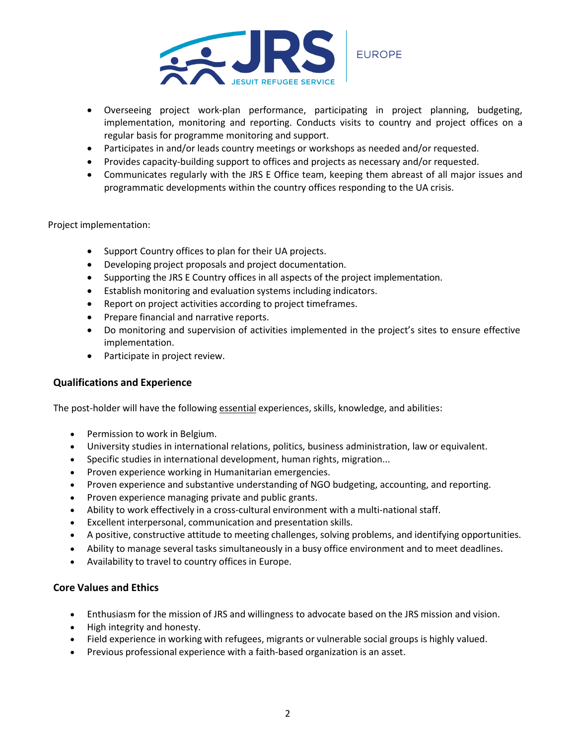- Overseeing project work-plan performance, participating in project planning, budgeting, implementation, monitoring and reporting. Conducts visits to country and project offices on a regular basis for programme monitoring and support.
- Participates in and/or leads country meetings or workshops as needed and/or requested.
- Provides capacity-building support to offices and projects as necessary and/or requested.
- Communicates regularly with the JRS E Office team, keeping them abreast of all major issues and programmatic developments within the country offices responding to the UA crisis.

Project implementation:

- Support Country offices to plan for their UA projects.
- Developing project proposals and project documentation.
- Supporting the JRS E Country offices in all aspects of the project implementation.
- Establish monitoring and evaluation systems including indicators.
- Report on project activities according to project timeframes.
- Prepare financial and narrative reports.
- Do monitoring and supervision of activities implemented in the project's sites to ensure effective implementation.
- Participate in project review.

### Qualifications and Experience

The post-holder will have the following essential experiences, skills, knowledge, and abilities:

- Permission to work in Belgium.
- University studies in international relations, politics, business administration, law or equivalent.
- Specific studies in international development, human rights, migration...
- Proven experience working in Humanitarian emergencies.
- Proven experience and substantive understanding of NGO budgeting, accounting, and reporting.
- Proven experience managing private and public grants.
- Ability to work effectively in a cross-cultural environment with a multi-national staff.
- Excellent interpersonal, communication and presentation skills.
- A positive, constructive attitude to meeting challenges, solving problems, and identifying opportunities.
- Ability to manage several tasks simultaneously in a busy office environment and to meet deadlines.
- Availability to travel to country offices in Europe.

### Core Values and Ethics

- Enthusiasm for the mission of JRS and willingness to advocate based on the JRS mission and vision.
- High integrity and honesty.
- Field experience in working with refugees, migrants or vulnerable social groups is highly valued.
- Previous professional experience with a faith-based organization is an asset.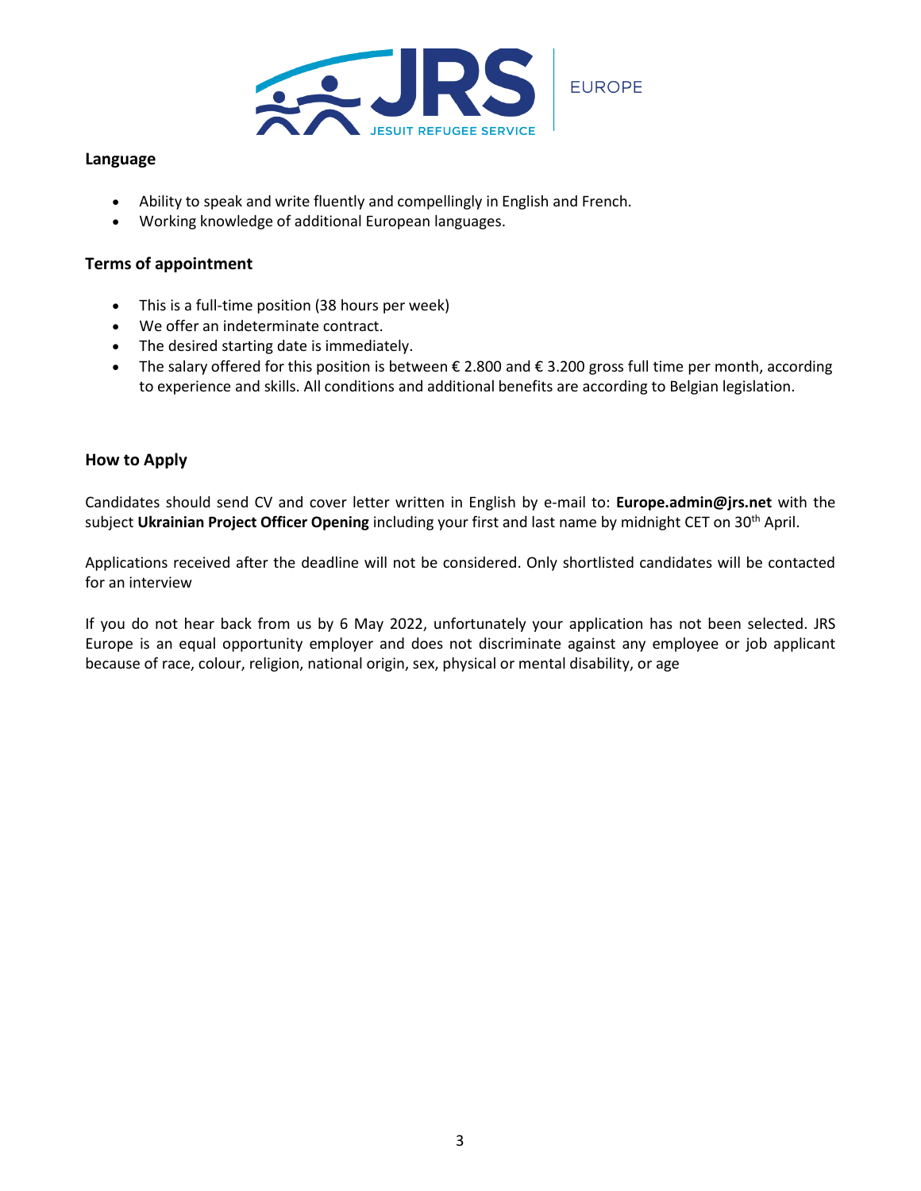## Language

- Ability to speak and write fluently and compellingly in English and French.
- Working knowledge of additional European languages.

## Terms of appointment

- This is a full-time position (38 hours per week)
- We offer an indeterminate contract.
- The desired starting date is immediately.
- The salary offered for this position is between € 2.800 and € 3.200 gross full time per month, according to experience and skills. All conditions and additional benefits are according to Belgian legislation.

## How to Apply

Candidates should send CV and cover letter written in English by e-mail to: **Europe.admin@jrs.net** with the subject **Ukrainian Project Officer Opening** including your first and last name by midnight CET on 30th April.

Applications received after the deadline will not be considered. Only shortlisted candidates will be contacted for an interview

If you do not hear back from us by 6 May 2022, unfortunately your application has not been selected. JRS Europe is an equal opportunity employer and does not discriminate against any employee or job applicant because of race, colour, religion, national origin, sex, physical or mental disability, or age